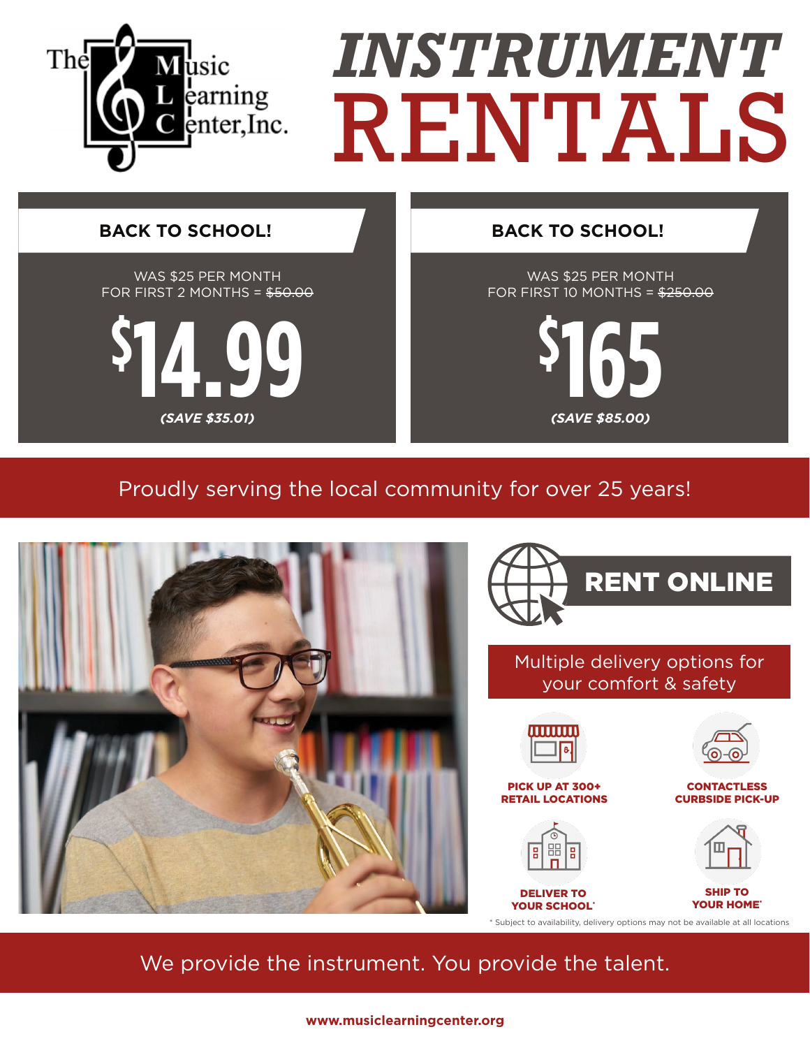The Music Learning Center, Inc.

# INSTRUMENT RENTALS

## BACK TO SCHOOL!

WAS $25 PER MONTH
FOR FIRST 2 MONTHS = ~~$50.00~~

**$14.99**

***(SAVE $35.01)***

## BACK TO SCHOOL!

WAS $25 PER MONTH
FOR FIRST 10 MONTHS = ~~$250.00~~

**$165**

***(SAVE $85.00)***

Proudly serving the local community for over 25 years!

## RENT ONLINE

Multiple delivery options for your comfort & safety

- **PICK UP AT 300+ RETAIL LOCATIONS**
- **CONTACTLESS CURBSIDE PICK-UP**
- **DELIVER TO YOUR SCHOOL***
- **SHIP TO YOUR HOME***

* Subject to availability, delivery options may not be available at all locations

We provide the instrument. You provide the talent.

**www.musiclearningcenter.org**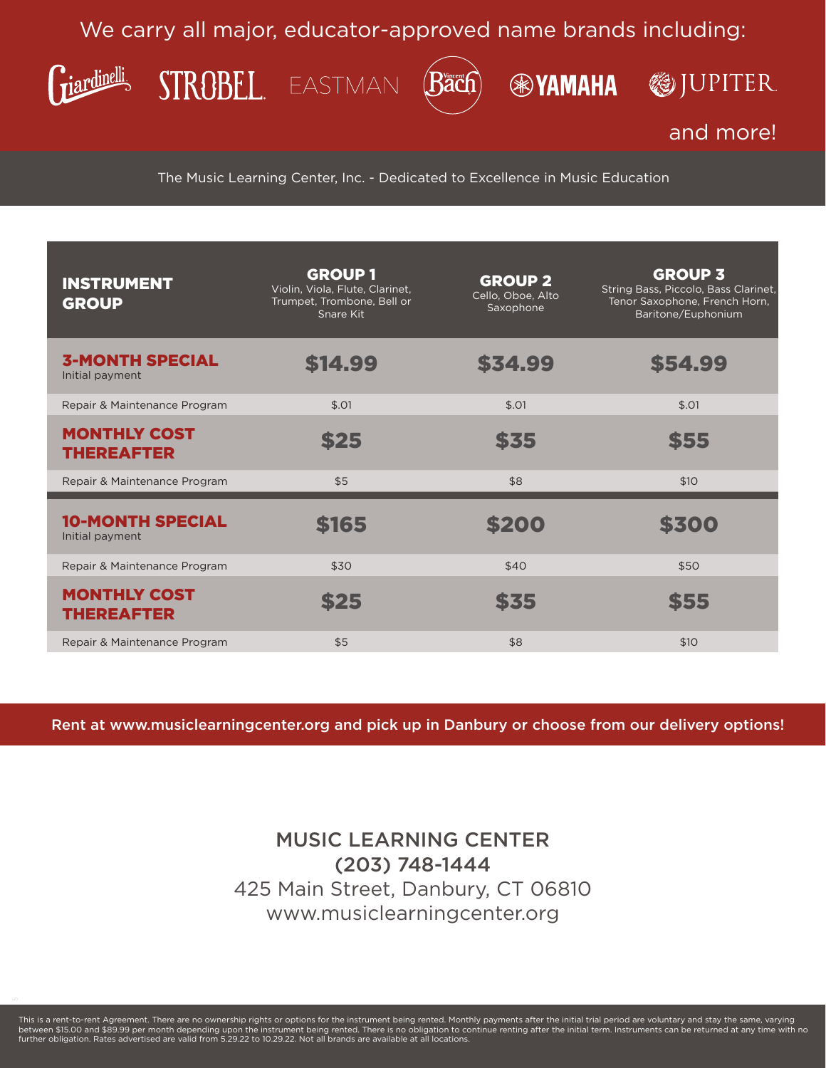We carry all major, educator-approved name brands including:

Giardinelli STROBEL EASTMAN Vincent Bach YAMAHA JUPITER

and more!

The Music Learning Center, Inc. - Dedicated to Excellence in Music Education

| **INSTRUMENT GROUP** | **GROUP 1** Violin, Viola, Flute, Clarinet, Trumpet, Trombone, Bell or Snare Kit | **GROUP 2** Cello, Oboe, Alto Saxophone | **GROUP 3** String Bass, Piccolo, Bass Clarinet, Tenor Saxophone, French Horn, Baritone/Euphonium |
|---|---|---|---|
| **3-MONTH SPECIAL** Initial payment | **$14.99** | **$34.99** | **$54.99** |
| Repair & Maintenance Program | $.01 | $.01 | $.01 |
| **MONTHLY COST THEREAFTER** | **$25** | **$35** | **$55** |
| Repair & Maintenance Program | $5 | $8 | $10 |
| **10-MONTH SPECIAL** Initial payment | **$165** | **$200** | **$300** |
| Repair & Maintenance Program | $30 | $40 | $50 |
| **MONTHLY COST THEREAFTER** | **$25** | **$35** | **$55** |
| Repair & Maintenance Program | $5 | $8 | $10 |

**Rent at www.musiclearningcenter.org and pick up in Danbury or choose from our delivery options!**

MUSIC LEARNING CENTER
(203) 748-1444
425 Main Street, Danbury, CT 06810
www.musiclearningcenter.org

This is a rent-to-rent Agreement. There are no ownership rights or options for the instrument being rented. Monthly payments after the initial trial period are voluntary and stay the same, varying between $15.00 and $89.99 per month depending upon the instrument being rented. There is no obligation to continue renting after the initial term. Instruments can be returned at any time with no further obligation. Rates advertised are valid from 5.29.22 to 10.29.22. Not all brands are available at all locations.